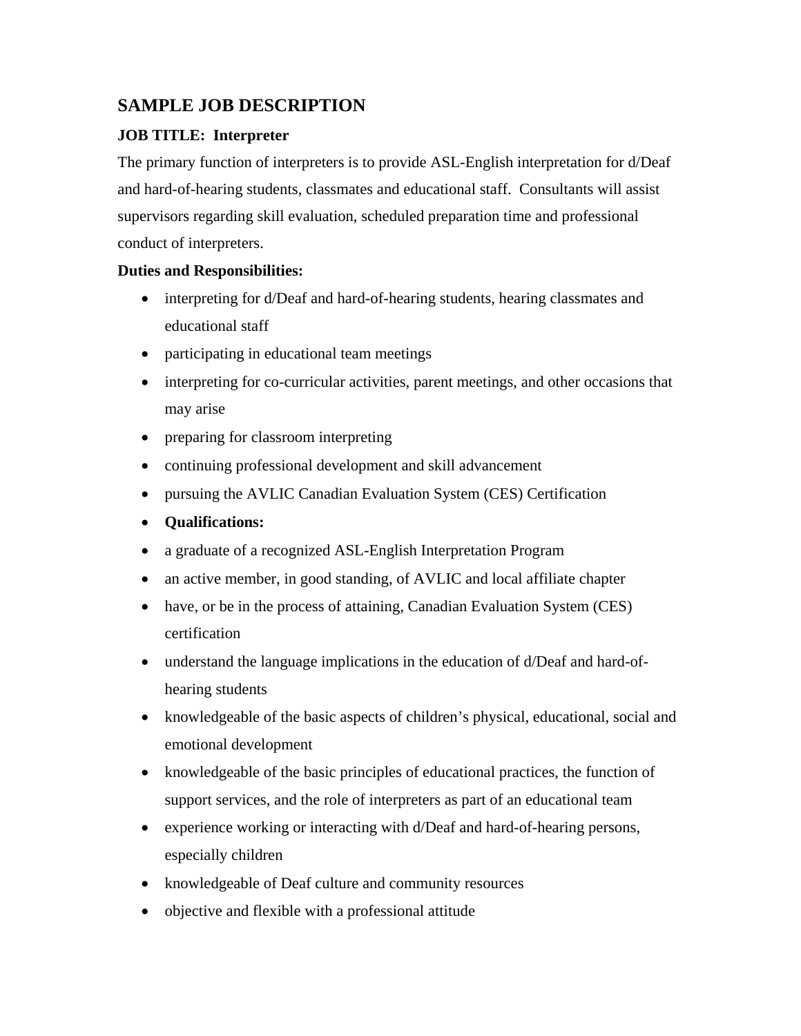## SAMPLE JOB DESCRIPTION

**JOB TITLE: Interpreter**

The primary function of interpreters is to provide ASL-English interpretation for d/Deaf and hard-of-hearing students, classmates and educational staff. Consultants will assist supervisors regarding skill evaluation, scheduled preparation time and professional conduct of interpreters.

**Duties and Responsibilities:**

- interpreting for d/Deaf and hard-of-hearing students, hearing classmates and educational staff
- participating in educational team meetings
- interpreting for co-curricular activities, parent meetings, and other occasions that may arise
- preparing for classroom interpreting
- continuing professional development and skill advancement
- pursuing the AVLIC Canadian Evaluation System (CES) Certification
- **Qualifications:**
- a graduate of a recognized ASL-English Interpretation Program
- an active member, in good standing, of AVLIC and local affiliate chapter
- have, or be in the process of attaining, Canadian Evaluation System (CES) certification
- understand the language implications in the education of d/Deaf and hard-of-hearing students
- knowledgeable of the basic aspects of children's physical, educational, social and emotional development
- knowledgeable of the basic principles of educational practices, the function of support services, and the role of interpreters as part of an educational team
- experience working or interacting with d/Deaf and hard-of-hearing persons, especially children
- knowledgeable of Deaf culture and community resources
- objective and flexible with a professional attitude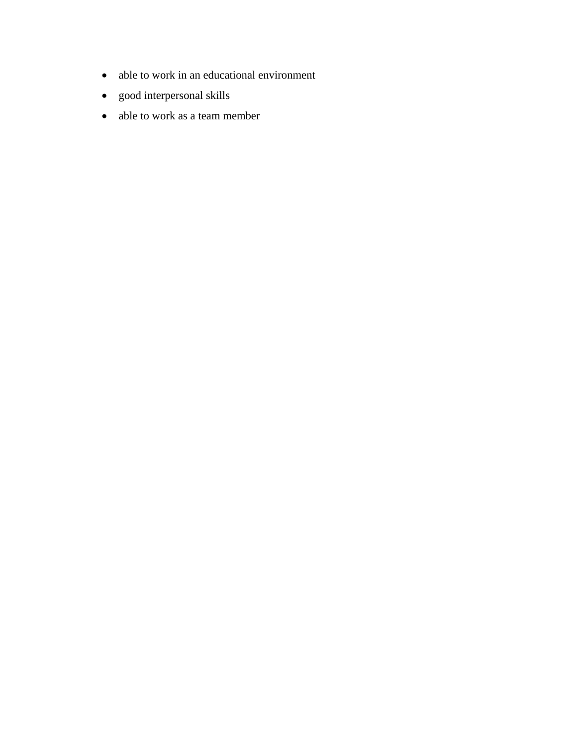- able to work in an educational environment
- good interpersonal skills
- able to work as a team member